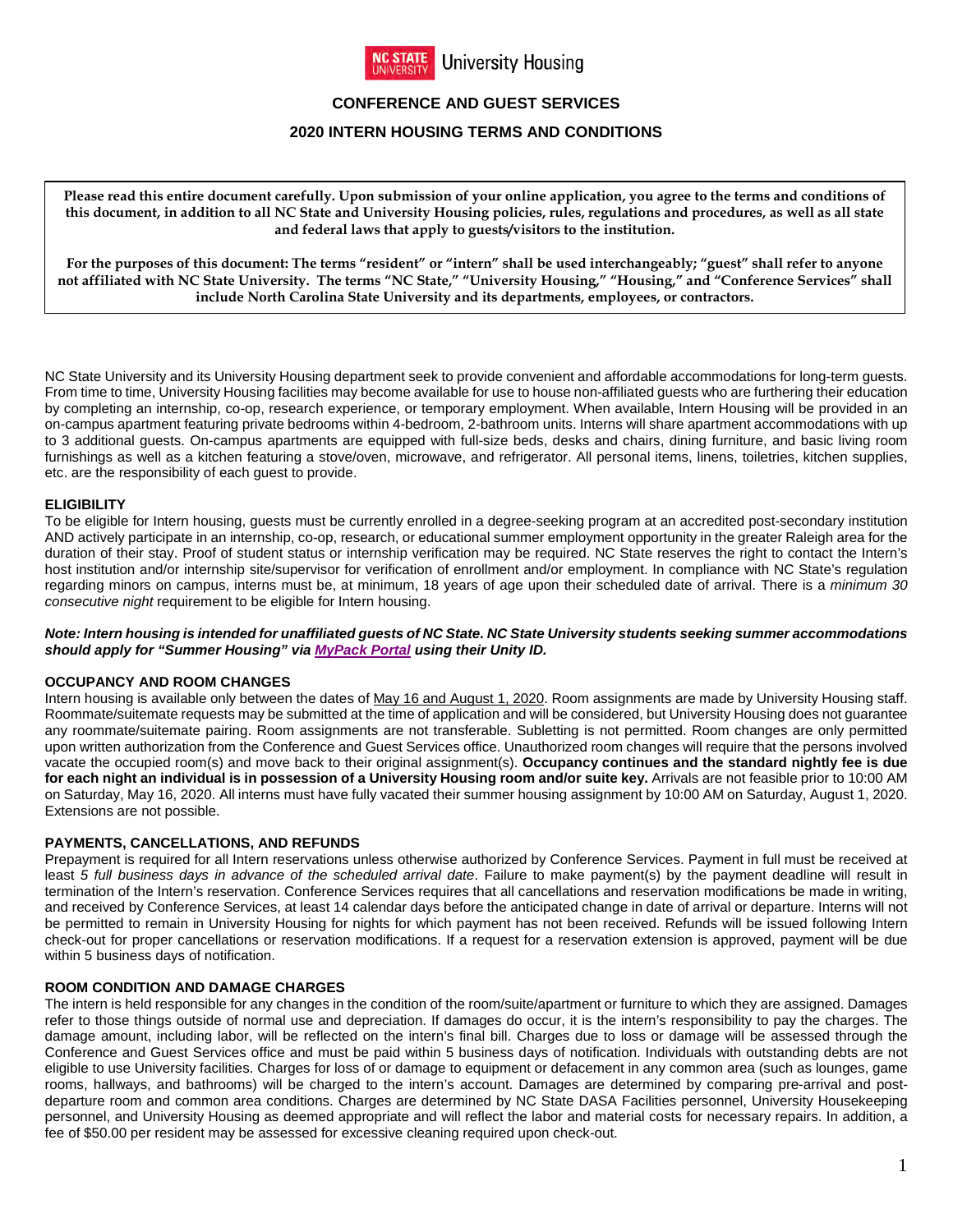NC STATE UNIVERSITY University Housing

## CONFERENCE AND GUEST SERVICES

## 2020 INTERN HOUSING TERMS AND CONDITIONS

**Please read this entire document carefully. Upon submission of your online application, you agree to the terms and conditions of this document, in addition to all NC State and University Housing policies, rules, regulations and procedures, as well as all state and federal laws that apply to guests/visitors to the institution.**

**For the purposes of this document: The terms "resident" or "intern" shall be used interchangeably; "guest" shall refer to anyone not affiliated with NC State University. The terms "NC State," "University Housing," "Housing," and "Conference Services" shall include North Carolina State University and its departments, employees, or contractors.**

NC State University and its University Housing department seek to provide convenient and affordable accommodations for long-term guests. From time to time, University Housing facilities may become available for use to house non-affiliated guests who are furthering their education by completing an internship, co-op, research experience, or temporary employment. When available, Intern Housing will be provided in an on-campus apartment featuring private bedrooms within 4-bedroom, 2-bathroom units. Interns will share apartment accommodations with up to 3 additional guests. On-campus apartments are equipped with full-size beds, desks and chairs, dining furniture, and basic living room furnishings as well as a kitchen featuring a stove/oven, microwave, and refrigerator. All personal items, linens, toiletries, kitchen supplies, etc. are the responsibility of each guest to provide.

### ELIGIBILITY

To be eligible for Intern housing, guests must be currently enrolled in a degree-seeking program at an accredited post-secondary institution AND actively participate in an internship, co-op, research, or educational summer employment opportunity in the greater Raleigh area for the duration of their stay. Proof of student status or internship verification may be required. NC State reserves the right to contact the Intern's host institution and/or internship site/supervisor for verification of enrollment and/or employment. In compliance with NC State's regulation regarding minors on campus, interns must be, at minimum, 18 years of age upon their scheduled date of arrival. There is a *minimum 30 consecutive night* requirement to be eligible for Intern housing.

***Note: Intern housing is intended for unaffiliated guests of NC State. NC State University students seeking summer accommodations should apply for "Summer Housing" via MyPack Portal using their Unity ID.***

### OCCUPANCY AND ROOM CHANGES

Intern housing is available only between the dates of May 16 and August 1, 2020. Room assignments are made by University Housing staff. Roommate/suitemate requests may be submitted at the time of application and will be considered, but University Housing does not guarantee any roommate/suitemate pairing. Room assignments are not transferable. Subletting is not permitted. Room changes are only permitted upon written authorization from the Conference and Guest Services office. Unauthorized room changes will require that the persons involved vacate the occupied room(s) and move back to their original assignment(s). **Occupancy continues and the standard nightly fee is due for each night an individual is in possession of a University Housing room and/or suite key.** Arrivals are not feasible prior to 10:00 AM on Saturday, May 16, 2020. All interns must have fully vacated their summer housing assignment by 10:00 AM on Saturday, August 1, 2020. Extensions are not possible.

### PAYMENTS, CANCELLATIONS, AND REFUNDS

Prepayment is required for all Intern reservations unless otherwise authorized by Conference Services. Payment in full must be received at least *5 full business days in advance of the scheduled arrival date*. Failure to make payment(s) by the payment deadline will result in termination of the Intern's reservation. Conference Services requires that all cancellations and reservation modifications be made in writing, and received by Conference Services, at least 14 calendar days before the anticipated change in date of arrival or departure. Interns will not be permitted to remain in University Housing for nights for which payment has not been received. Refunds will be issued following Intern check-out for proper cancellations or reservation modifications. If a request for a reservation extension is approved, payment will be due within 5 business days of notification.

### ROOM CONDITION AND DAMAGE CHARGES

The intern is held responsible for any changes in the condition of the room/suite/apartment or furniture to which they are assigned. Damages refer to those things outside of normal use and depreciation. If damages do occur, it is the intern's responsibility to pay the charges. The damage amount, including labor, will be reflected on the intern's final bill. Charges due to loss or damage will be assessed through the Conference and Guest Services office and must be paid within 5 business days of notification. Individuals with outstanding debts are not eligible to use University facilities. Charges for loss of or damage to equipment or defacement in any common area (such as lounges, game rooms, hallways, and bathrooms) will be charged to the intern's account. Damages are determined by comparing pre-arrival and post-departure room and common area conditions. Charges are determined by NC State DASA Facilities personnel, University Housekeeping personnel, and University Housing as deemed appropriate and will reflect the labor and material costs for necessary repairs. In addition, a fee of $50.00 per resident may be assessed for excessive cleaning required upon check-out.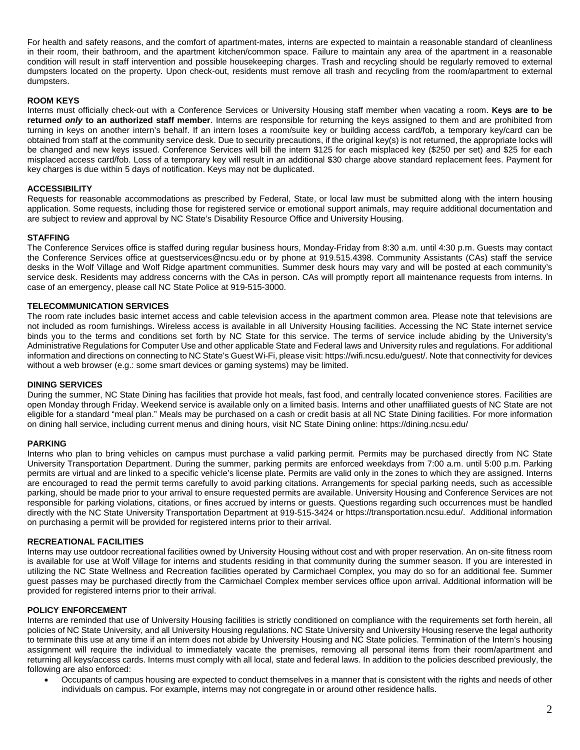For health and safety reasons, and the comfort of apartment-mates, interns are expected to maintain a reasonable standard of cleanliness in their room, their bathroom, and the apartment kitchen/common space. Failure to maintain any area of the apartment in a reasonable condition will result in staff intervention and possible housekeeping charges. Trash and recycling should be regularly removed to external dumpsters located on the property. Upon check-out, residents must remove all trash and recycling from the room/apartment to external dumpsters.

**ROOM KEYS**

Interns must officially check-out with a Conference Services or University Housing staff member when vacating a room. **Keys are to be returned *only* to an authorized staff member**. Interns are responsible for returning the keys assigned to them and are prohibited from turning in keys on another intern's behalf. If an intern loses a room/suite key or building access card/fob, a temporary key/card can be obtained from staff at the community service desk. Due to security precautions, if the original key(s) is not returned, the appropriate locks will be changed and new keys issued. Conference Services will bill the intern $125 for each misplaced key ($250 per set) and $25 for each misplaced access card/fob. Loss of a temporary key will result in an additional $30 charge above standard replacement fees. Payment for key charges is due within 5 days of notification. Keys may not be duplicated.

**ACCESSIBILITY**

Requests for reasonable accommodations as prescribed by Federal, State, or local law must be submitted along with the intern housing application. Some requests, including those for registered service or emotional support animals, may require additional documentation and are subject to review and approval by NC State's Disability Resource Office and University Housing.

**STAFFING**

The Conference Services office is staffed during regular business hours, Monday-Friday from 8:30 a.m. until 4:30 p.m. Guests may contact the Conference Services office at guestservices@ncsu.edu or by phone at 919.515.4398. Community Assistants (CAs) staff the service desks in the Wolf Village and Wolf Ridge apartment communities. Summer desk hours may vary and will be posted at each community's service desk. Residents may address concerns with the CAs in person. CAs will promptly report all maintenance requests from interns. In case of an emergency, please call NC State Police at 919-515-3000.

**TELECOMMUNICATION SERVICES**

The room rate includes basic internet access and cable television access in the apartment common area. Please note that televisions are not included as room furnishings. Wireless access is available in all University Housing facilities. Accessing the NC State internet service binds you to the terms and conditions set forth by NC State for this service. The terms of service include abiding by the University's Administrative Regulations for Computer Use and other applicable State and Federal laws and University rules and regulations. For additional information and directions on connecting to NC State's Guest Wi-Fi, please visit: https://wifi.ncsu.edu/guest/. Note that connectivity for devices without a web browser (e.g.: some smart devices or gaming systems) may be limited.

**DINING SERVICES**

During the summer, NC State Dining has facilities that provide hot meals, fast food, and centrally located convenience stores. Facilities are open Monday through Friday. Weekend service is available only on a limited basis. Interns and other unaffiliated guests of NC State are not eligible for a standard "meal plan." Meals may be purchased on a cash or credit basis at all NC State Dining facilities. For more information on dining hall service, including current menus and dining hours, visit NC State Dining online: https://dining.ncsu.edu/

**PARKING**

Interns who plan to bring vehicles on campus must purchase a valid parking permit. Permits may be purchased directly from NC State University Transportation Department. During the summer, parking permits are enforced weekdays from 7:00 a.m. until 5:00 p.m. Parking permits are virtual and are linked to a specific vehicle's license plate. Permits are valid only in the zones to which they are assigned. Interns are encouraged to read the permit terms carefully to avoid parking citations. Arrangements for special parking needs, such as accessible parking, should be made prior to your arrival to ensure requested permits are available. University Housing and Conference Services are not responsible for parking violations, citations, or fines accrued by interns or guests. Questions regarding such occurrences must be handled directly with the NC State University Transportation Department at 919-515-3424 or https://transportation.ncsu.edu/. Additional information on purchasing a permit will be provided for registered interns prior to their arrival.

**RECREATIONAL FACILITIES**

Interns may use outdoor recreational facilities owned by University Housing without cost and with proper reservation. An on-site fitness room is available for use at Wolf Village for interns and students residing in that community during the summer season. If you are interested in utilizing the NC State Wellness and Recreation facilities operated by Carmichael Complex, you may do so for an additional fee. Summer guest passes may be purchased directly from the Carmichael Complex member services office upon arrival. Additional information will be provided for registered interns prior to their arrival.

**POLICY ENFORCEMENT**

Interns are reminded that use of University Housing facilities is strictly conditioned on compliance with the requirements set forth herein, all policies of NC State University, and all University Housing regulations. NC State University and University Housing reserve the legal authority to terminate this use at any time if an intern does not abide by University Housing and NC State policies. Termination of the Intern's housing assignment will require the individual to immediately vacate the premises, removing all personal items from their room/apartment and returning all keys/access cards. Interns must comply with all local, state and federal laws. In addition to the policies described previously, the following are also enforced:

- Occupants of campus housing are expected to conduct themselves in a manner that is consistent with the rights and needs of other individuals on campus. For example, interns may not congregate in or around other residence halls.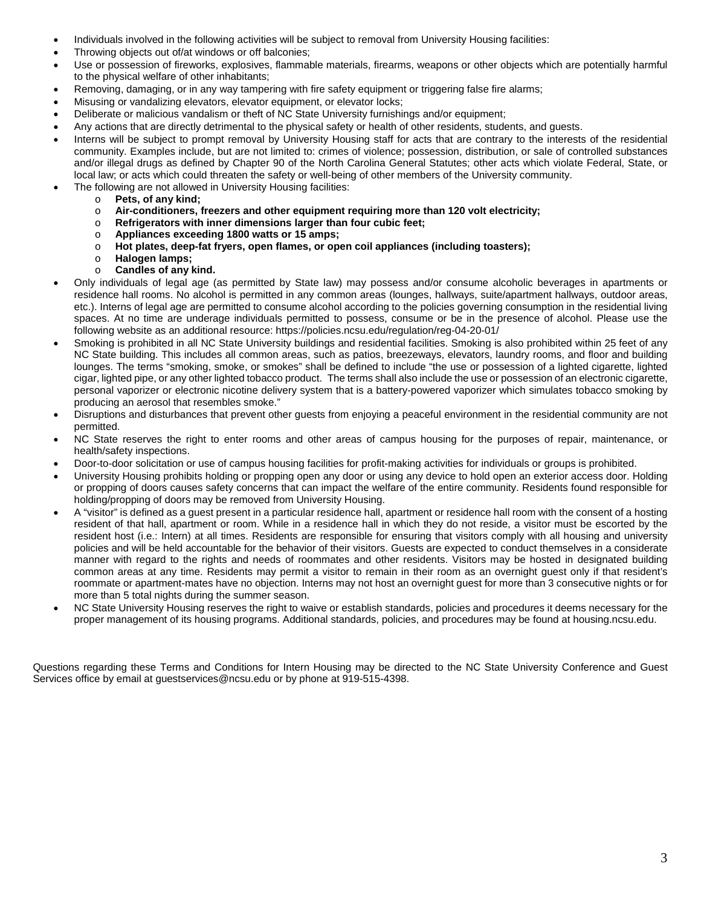- Individuals involved in the following activities will be subject to removal from University Housing facilities:
- Throwing objects out of/at windows or off balconies;
- Use or possession of fireworks, explosives, flammable materials, firearms, weapons or other objects which are potentially harmful to the physical welfare of other inhabitants;
- Removing, damaging, or in any way tampering with fire safety equipment or triggering false fire alarms;
- Misusing or vandalizing elevators, elevator equipment, or elevator locks;
- Deliberate or malicious vandalism or theft of NC State University furnishings and/or equipment;
- Any actions that are directly detrimental to the physical safety or health of other residents, students, and guests.
- Interns will be subject to prompt removal by University Housing staff for acts that are contrary to the interests of the residential community. Examples include, but are not limited to: crimes of violence; possession, distribution, or sale of controlled substances and/or illegal drugs as defined by Chapter 90 of the North Carolina General Statutes; other acts which violate Federal, State, or local law; or acts which could threaten the safety or well-being of other members of the University community.
- The following are not allowed in University Housing facilities:
  - **Pets, of any kind;**
  - **Air-conditioners, freezers and other equipment requiring more than 120 volt electricity;**
  - **Refrigerators with inner dimensions larger than four cubic feet;**
  - **Appliances exceeding 1800 watts or 15 amps;**
  - **Hot plates, deep-fat fryers, open flames, or open coil appliances (including toasters);**
  - **Halogen lamps;**
  - **Candles of any kind.**
- Only individuals of legal age (as permitted by State law) may possess and/or consume alcoholic beverages in apartments or residence hall rooms. No alcohol is permitted in any common areas (lounges, hallways, suite/apartment hallways, outdoor areas, etc.). Interns of legal age are permitted to consume alcohol according to the policies governing consumption in the residential living spaces. At no time are underage individuals permitted to possess, consume or be in the presence of alcohol. Please use the following website as an additional resource: https://policies.ncsu.edu/regulation/reg-04-20-01/
- Smoking is prohibited in all NC State University buildings and residential facilities. Smoking is also prohibited within 25 feet of any NC State building. This includes all common areas, such as patios, breezeways, elevators, laundry rooms, and floor and building lounges. The terms "smoking, smoke, or smokes" shall be defined to include "the use or possession of a lighted cigarette, lighted cigar, lighted pipe, or any other lighted tobacco product. The terms shall also include the use or possession of an electronic cigarette, personal vaporizer or electronic nicotine delivery system that is a battery-powered vaporizer which simulates tobacco smoking by producing an aerosol that resembles smoke."
- Disruptions and disturbances that prevent other guests from enjoying a peaceful environment in the residential community are not permitted.
- NC State reserves the right to enter rooms and other areas of campus housing for the purposes of repair, maintenance, or health/safety inspections.
- Door-to-door solicitation or use of campus housing facilities for profit-making activities for individuals or groups is prohibited.
- University Housing prohibits holding or propping open any door or using any device to hold open an exterior access door. Holding or propping of doors causes safety concerns that can impact the welfare of the entire community. Residents found responsible for holding/propping of doors may be removed from University Housing.
- A "visitor" is defined as a guest present in a particular residence hall, apartment or residence hall room with the consent of a hosting resident of that hall, apartment or room. While in a residence hall in which they do not reside, a visitor must be escorted by the resident host (i.e.: Intern) at all times. Residents are responsible for ensuring that visitors comply with all housing and university policies and will be held accountable for the behavior of their visitors. Guests are expected to conduct themselves in a considerate manner with regard to the rights and needs of roommates and other residents. Visitors may be hosted in designated building common areas at any time. Residents may permit a visitor to remain in their room as an overnight guest only if that resident's roommate or apartment-mates have no objection. Interns may not host an overnight guest for more than 3 consecutive nights or for more than 5 total nights during the summer season.
- NC State University Housing reserves the right to waive or establish standards, policies and procedures it deems necessary for the proper management of its housing programs. Additional standards, policies, and procedures may be found at housing.ncsu.edu.

Questions regarding these Terms and Conditions for Intern Housing may be directed to the NC State University Conference and Guest Services office by email at guestservices@ncsu.edu or by phone at 919-515-4398.